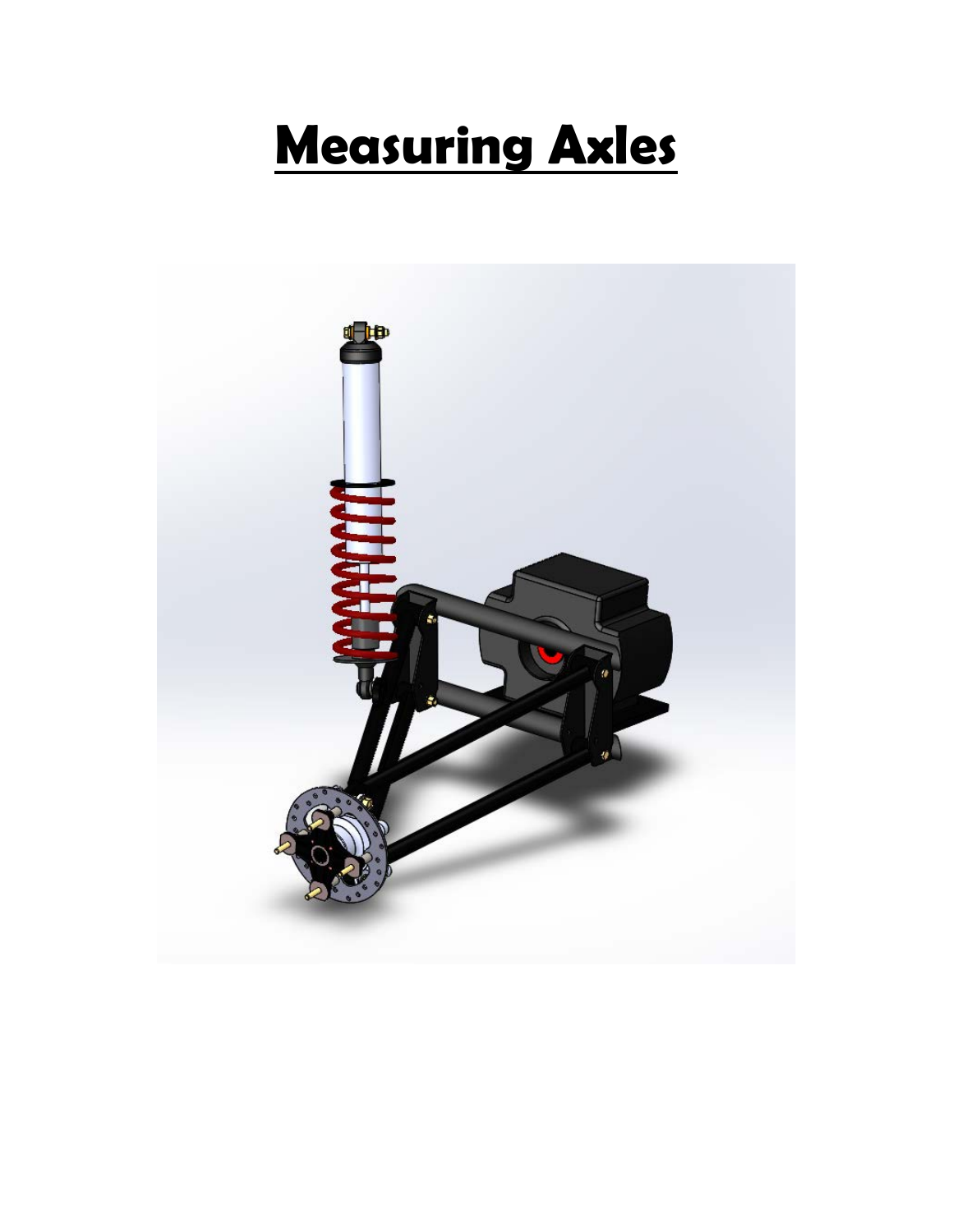# Measuring Axles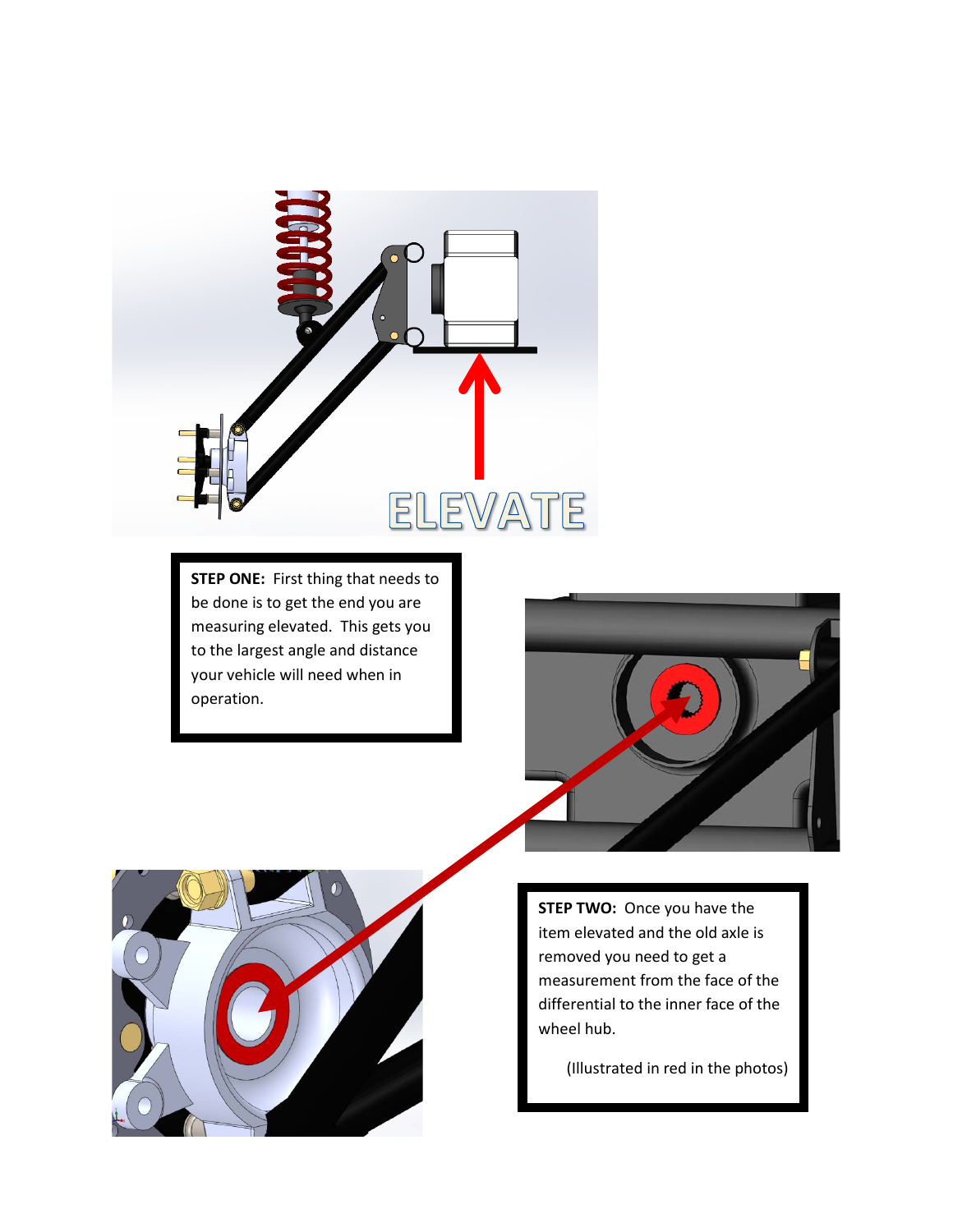**STEP ONE:** First thing that needs to be done is to get the end you are measuring elevated. This gets you to the largest angle and distance your vehicle will need when in operation.

**STEP TWO:** Once you have the item elevated and the old axle is removed you need to get a measurement from the face of the differential to the inner face of the wheel hub.

(Illustrated in red in the photos)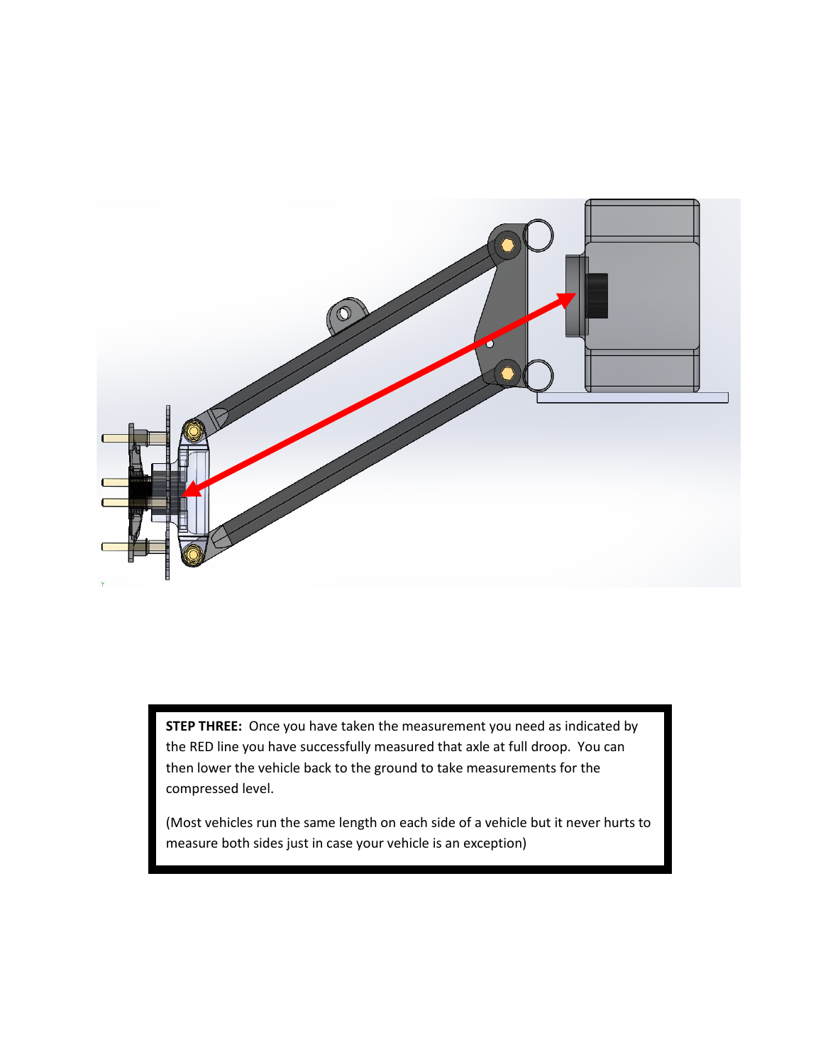**STEP THREE:** Once you have taken the measurement you need as indicated by the RED line you have successfully measured that axle at full droop. You can then lower the vehicle back to the ground to take measurements for the compressed level.

(Most vehicles run the same length on each side of a vehicle but it never hurts to measure both sides just in case your vehicle is an exception)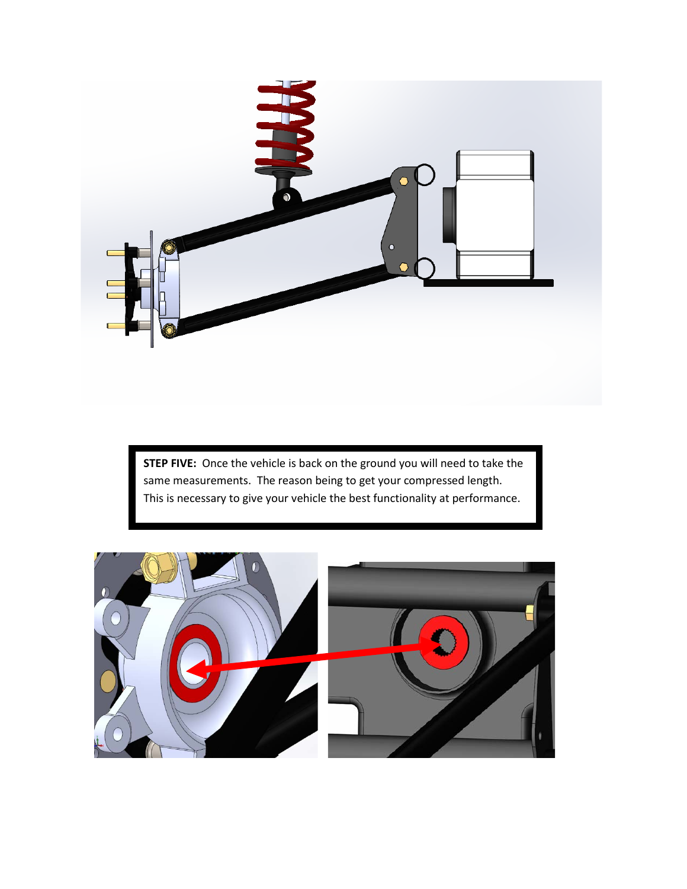**STEP FIVE:** Once the vehicle is back on the ground you will need to take the same measurements. The reason being to get your compressed length. This is necessary to give your vehicle the best functionality at performance.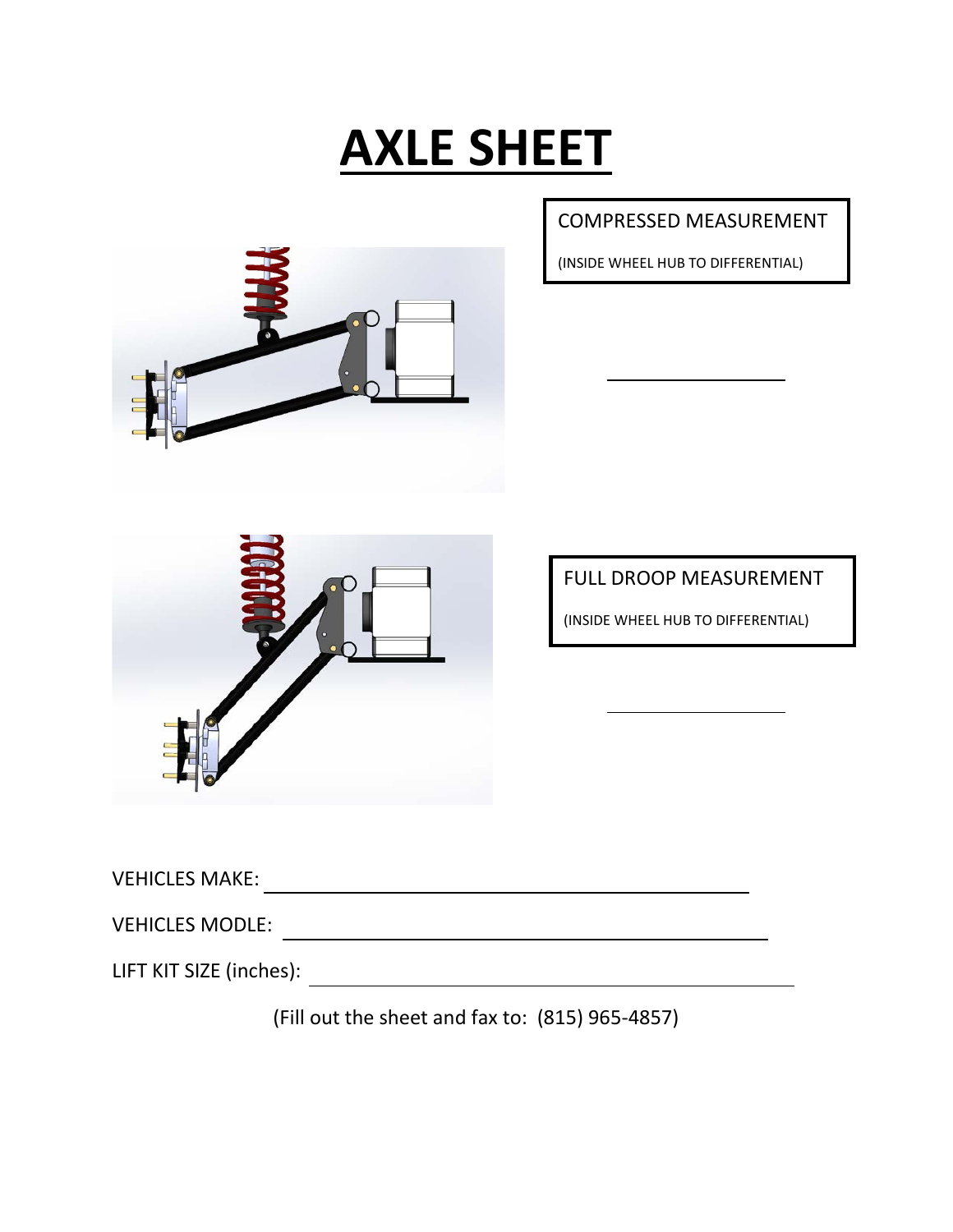# AXLE SHEET

COMPRESSED MEASUREMENT

(INSIDE WHEEL HUB TO DIFFERENTIAL)

\_\_\_\_\_\_\_\_\_\_\_\_\_\_\_\_\_\_\_\_

FULL DROOP MEASUREMENT

(INSIDE WHEEL HUB TO DIFFERENTIAL)

\_\_\_\_\_\_\_\_\_\_\_\_\_\_\_\_\_\_\_\_

VEHICLES MAKE: \_\_\_\_\_\_\_\_\_\_\_\_\_\_\_\_\_\_\_\_\_\_\_\_\_\_\_\_\_\_\_\_\_\_\_\_\_\_\_\_

VEHICLES MODLE: \_\_\_\_\_\_\_\_\_\_\_\_\_\_\_\_\_\_\_\_\_\_\_\_\_\_\_\_\_\_\_\_\_\_\_\_\_\_\_\_

LIFT KIT SIZE (inches): \_\_\_\_\_\_\_\_\_\_\_\_\_\_\_\_\_\_\_\_\_\_\_\_\_\_\_\_\_\_\_\_\_\_\_\_\_\_\_\_

(Fill out the sheet and fax to: (815) 965-4857)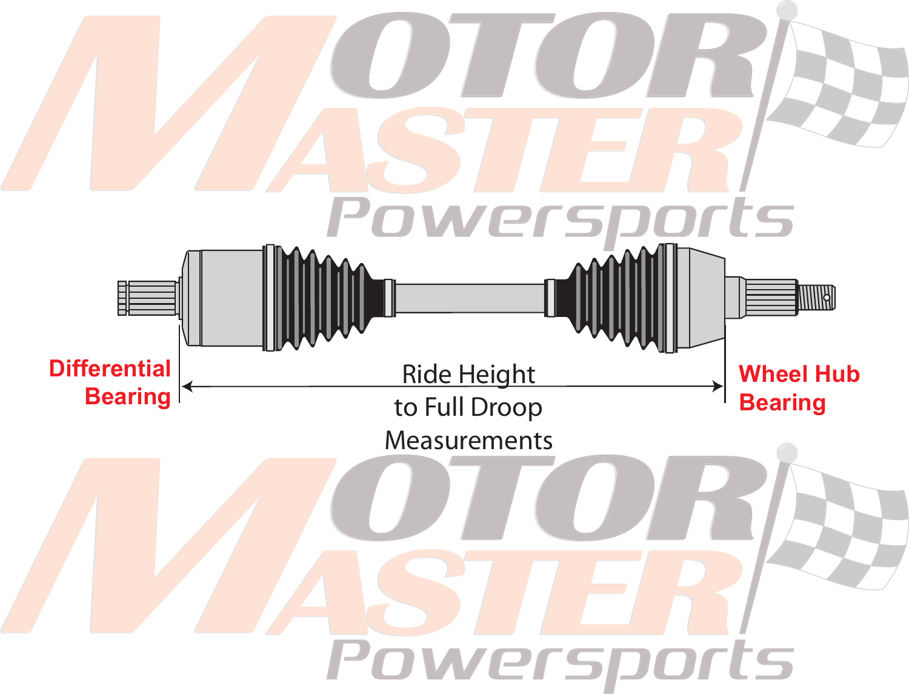Differential Bearing

Ride Height to Full Droop Measurements

Wheel Hub Bearing